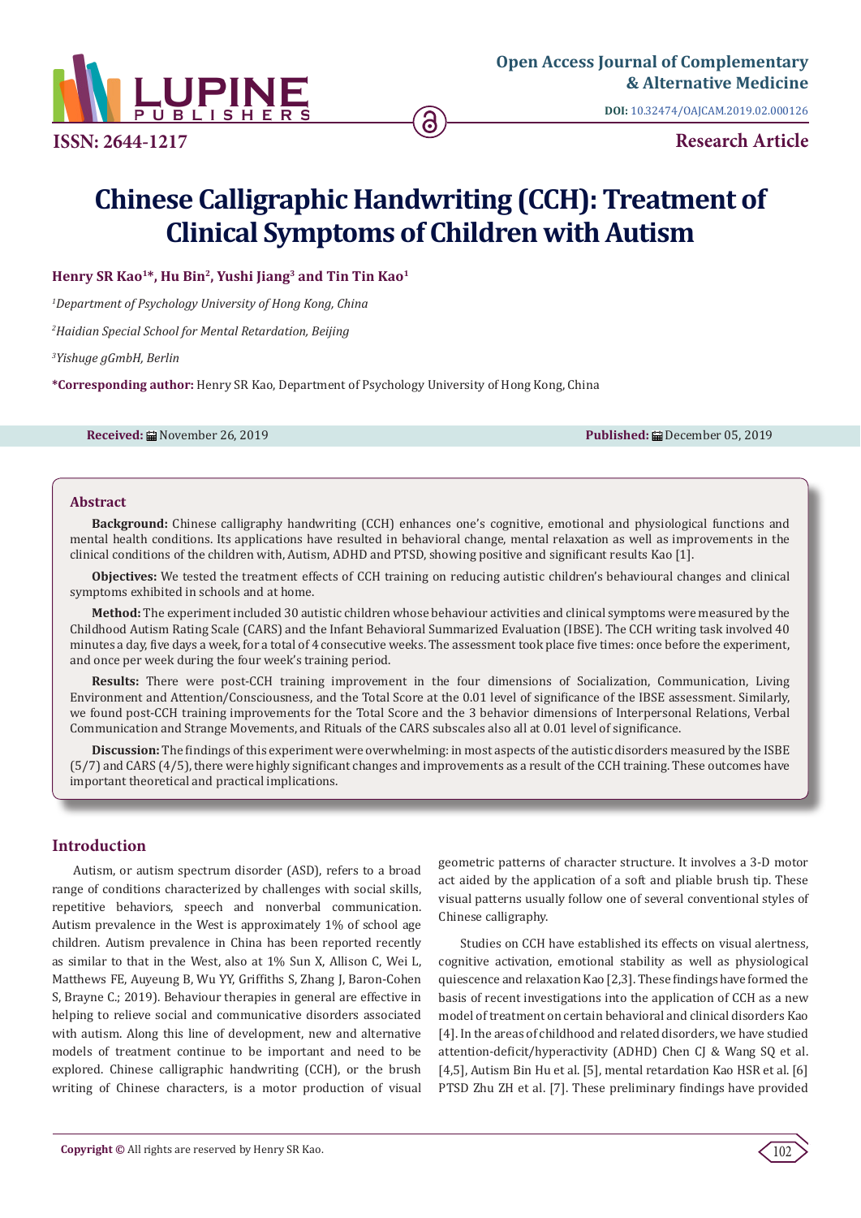Open Access Journal of Complementary & Alternative Medicine

DOI: 10.32474/OAJCAM.2019.02.000126

ISSN: 2644-1217

Research Article

# Chinese Calligraphic Handwriting (CCH): Treatment of Clinical Symptoms of Children with Autism

**Henry SR Kao[1]*, Hu Bin[2], Yushi Jiang[3] and Tin Tin Kao[1]**

[1] *Department of Psychology University of Hong Kong, China*

[2] *Haidian Special School for Mental Retardation, Beijing*

[3] *Yishuge gGmbH, Berlin*

**\*Corresponding author:** Henry SR Kao, Department of Psychology University of Hong Kong, China

**Received:** November 26, 2019 **Published:** December 05, 2019

## Abstract

**Background:** Chinese calligraphy handwriting (CCH) enhances one's cognitive, emotional and physiological functions and mental health conditions. Its applications have resulted in behavioral change, mental relaxation as well as improvements in the clinical conditions of the children with, Autism, ADHD and PTSD, showing positive and significant results Kao [1].

**Objectives:** We tested the treatment effects of CCH training on reducing autistic children's behavioural changes and clinical symptoms exhibited in schools and at home.

**Method:** The experiment included 30 autistic children whose behaviour activities and clinical symptoms were measured by the Childhood Autism Rating Scale (CARS) and the Infant Behavioral Summarized Evaluation (IBSE). The CCH writing task involved 40 minutes a day, five days a week, for a total of 4 consecutive weeks. The assessment took place five times: once before the experiment, and once per week during the four week's training period.

**Results:** There were post-CCH training improvement in the four dimensions of Socialization, Communication, Living Environment and Attention/Consciousness, and the Total Score at the 0.01 level of significance of the IBSE assessment. Similarly, we found post-CCH training improvements for the Total Score and the 3 behavior dimensions of Interpersonal Relations, Verbal Communication and Strange Movements, and Rituals of the CARS subscales also all at 0.01 level of significance.

**Discussion:** The findings of this experiment were overwhelming: in most aspects of the autistic disorders measured by the ISBE (5/7) and CARS (4/5), there were highly significant changes and improvements as a result of the CCH training. These outcomes have important theoretical and practical implications.

## Introduction

Autism, or autism spectrum disorder (ASD), refers to a broad range of conditions characterized by challenges with social skills, repetitive behaviors, speech and nonverbal communication. Autism prevalence in the West is approximately 1% of school age children. Autism prevalence in China has been reported recently as similar to that in the West, also at 1% Sun X, Allison C, Wei L, Matthews FE, Auyeung B, Wu YY, Griffiths S, Zhang J, Baron-Cohen S, Brayne C.; 2019). Behaviour therapies in general are effective in helping to relieve social and communicative disorders associated with autism. Along this line of development, new and alternative models of treatment continue to be important and need to be explored. Chinese calligraphic handwriting (CCH), or the brush writing of Chinese characters, is a motor production of visual geometric patterns of character structure. It involves a 3-D motor act aided by the application of a soft and pliable brush tip. These visual patterns usually follow one of several conventional styles of Chinese calligraphy.

Studies on CCH have established its effects on visual alertness, cognitive activation, emotional stability as well as physiological quiescence and relaxation Kao [2,3]. These findings have formed the basis of recent investigations into the application of CCH as a new model of treatment on certain behavioral and clinical disorders Kao [4]. In the areas of childhood and related disorders, we have studied attention-deficit/hyperactivity (ADHD) Chen CJ & Wang SQ et al. [4,5], Autism Bin Hu et al. [5], mental retardation Kao HSR et al. [6] PTSD Zhu ZH et al. [7]. These preliminary findings have provided

**Copyright ©** All rights are reserved by Henry SR Kao.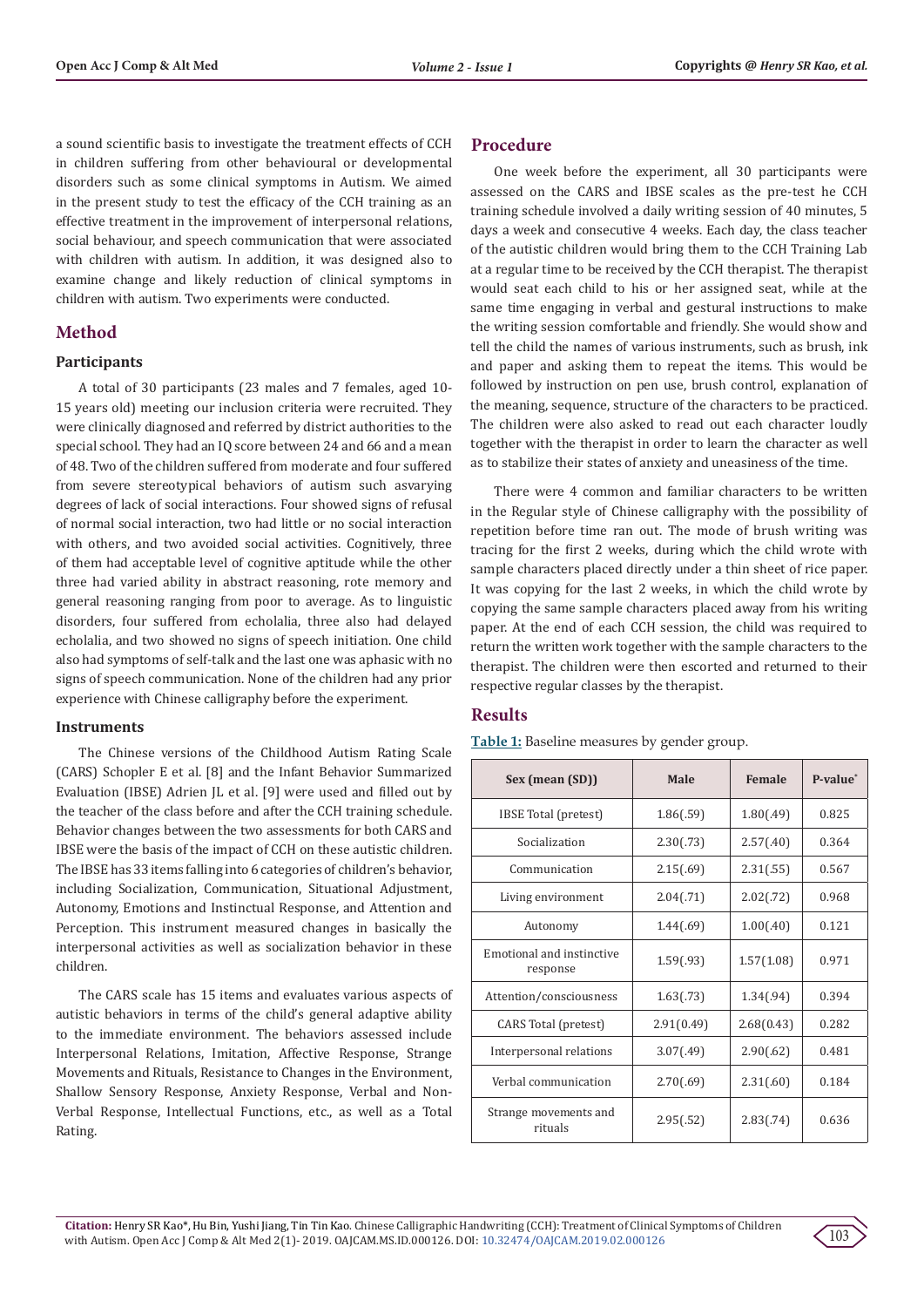a sound scientific basis to investigate the treatment effects of CCH in children suffering from other behavioural or developmental disorders such as some clinical symptoms in Autism. We aimed in the present study to test the efficacy of the CCH training as an effective treatment in the improvement of interpersonal relations, social behaviour, and speech communication that were associated with children with autism. In addition, it was designed also to examine change and likely reduction of clinical symptoms in children with autism. Two experiments were conducted.

## Method

### Participants

A total of 30 participants (23 males and 7 females, aged 10-15 years old) meeting our inclusion criteria were recruited. They were clinically diagnosed and referred by district authorities to the special school. They had an IQ score between 24 and 66 and a mean of 48. Two of the children suffered from moderate and four suffered from severe stereotypical behaviors of autism such asvarying degrees of lack of social interactions. Four showed signs of refusal of normal social interaction, two had little or no social interaction with others, and two avoided social activities. Cognitively, three of them had acceptable level of cognitive aptitude while the other three had varied ability in abstract reasoning, rote memory and general reasoning ranging from poor to average. As to linguistic disorders, four suffered from echolalia, three also had delayed echolalia, and two showed no signs of speech initiation. One child also had symptoms of self-talk and the last one was aphasic with no signs of speech communication. None of the children had any prior experience with Chinese calligraphy before the experiment.

### Instruments

The Chinese versions of the Childhood Autism Rating Scale (CARS) Schopler E et al. [8] and the Infant Behavior Summarized Evaluation (IBSE) Adrien JL et al. [9] were used and filled out by the teacher of the class before and after the CCH training schedule. Behavior changes between the two assessments for both CARS and IBSE were the basis of the impact of CCH on these autistic children. The IBSE has 33 items falling into 6 categories of children's behavior, including Socialization, Communication, Situational Adjustment, Autonomy, Emotions and Instinctual Response, and Attention and Perception. This instrument measured changes in basically the interpersonal activities as well as socialization behavior in these children.

The CARS scale has 15 items and evaluates various aspects of autistic behaviors in terms of the child's general adaptive ability to the immediate environment. The behaviors assessed include Interpersonal Relations, Imitation, Affective Response, Strange Movements and Rituals, Resistance to Changes in the Environment, Shallow Sensory Response, Anxiety Response, Verbal and Non-Verbal Response, Intellectual Functions, etc., as well as a Total Rating.

## Procedure

One week before the experiment, all 30 participants were assessed on the CARS and IBSE scales as the pre-test he CCH training schedule involved a daily writing session of 40 minutes, 5 days a week and consecutive 4 weeks. Each day, the class teacher of the autistic children would bring them to the CCH Training Lab at a regular time to be received by the CCH therapist. The therapist would seat each child to his or her assigned seat, while at the same time engaging in verbal and gestural instructions to make the writing session comfortable and friendly. She would show and tell the child the names of various instruments, such as brush, ink and paper and asking them to repeat the items. This would be followed by instruction on pen use, brush control, explanation of the meaning, sequence, structure of the characters to be practiced. The children were also asked to read out each character loudly together with the therapist in order to learn the character as well as to stabilize their states of anxiety and uneasiness of the time.

There were 4 common and familiar characters to be written in the Regular style of Chinese calligraphy with the possibility of repetition before time ran out. The mode of brush writing was tracing for the first 2 weeks, during which the child wrote with sample characters placed directly under a thin sheet of rice paper. It was copying for the last 2 weeks, in which the child wrote by copying the same sample characters placed away from his writing paper. At the end of each CCH session, the child was required to return the written work together with the sample characters to the therapist. The children were then escorted and returned to their respective regular classes by the therapist.

## Results

**Table 1:** Baseline measures by gender group.

| Sex (mean (SD)) | Male | Female | P-value* |
|---|---|---|---|
| IBSE Total (pretest) | 1.86(.59) | 1.80(.49) | 0.825 |
| Socialization | 2.30(.73) | 2.57(.40) | 0.364 |
| Communication | 2.15(.69) | 2.31(.55) | 0.567 |
| Living environment | 2.04(.71) | 2.02(.72) | 0.968 |
| Autonomy | 1.44(.69) | 1.00(.40) | 0.121 |
| Emotional and instinctive response | 1.59(.93) | 1.57(1.08) | 0.971 |
| Attention/consciousness | 1.63(.73) | 1.34(.94) | 0.394 |
| CARS Total (pretest) | 2.91(0.49) | 2.68(0.43) | 0.282 |
| Interpersonal relations | 3.07(.49) | 2.90(.62) | 0.481 |
| Verbal communication | 2.70(.69) | 2.31(.60) | 0.184 |
| Strange movements and rituals | 2.95(.52) | 2.83(.74) | 0.636 |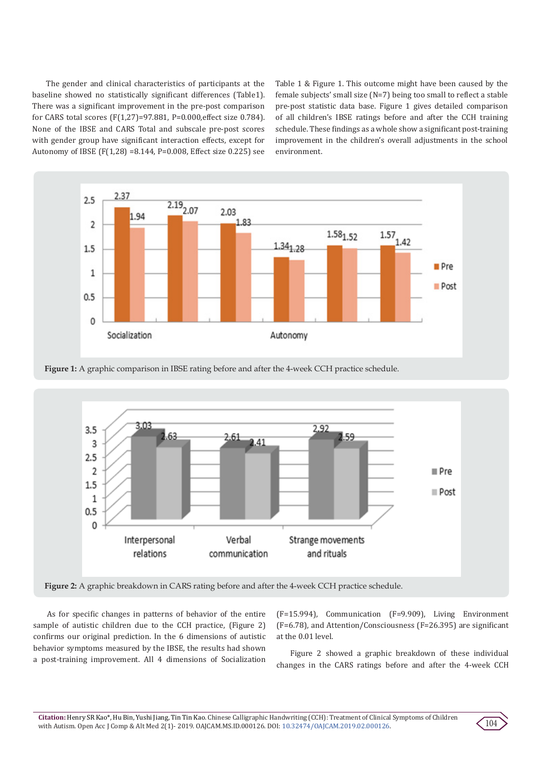The gender and clinical characteristics of participants at the baseline showed no statistically significant differences (Table1). There was a significant improvement in the pre-post comparison for CARS total scores ($F(1,27)=97.881$, $P=0.000$, effect size 0.784). None of the IBSE and CARS Total and subscale pre-post scores with gender group have significant interaction effects, except for Autonomy of IBSE ($F(1,28)=8.144$, $P=0.008$, Effect size 0.225) see Table 1 & Figure 1. This outcome might have been caused by the female subjects' small size (N=7) being too small to reflect a stable pre-post statistic data base. Figure 1 gives detailed comparison of all children's IBSE ratings before and after the CCH training schedule. These findings as a whole show a significant post-training improvement in the children's overall adjustments in the school environment.

**Figure 1:** A graphic comparison in IBSE rating before and after the 4-week CCH practice schedule.

**Figure 2:** A graphic breakdown in CARS rating before and after the 4-week CCH practice schedule.

As for specific changes in patterns of behavior of the entire sample of autistic children due to the CCH practice, (Figure 2) confirms our original prediction. In the 6 dimensions of autistic behavior symptoms measured by the IBSE, the results had shown a post-training improvement. All 4 dimensions of Socialization ($F=15.994$), Communication ($F=9.909$), Living Environment ($F=6.78$), and Attention/Consciousness ($F=26.395$) are significant at the 0.01 level.

Figure 2 showed a graphic breakdown of these individual changes in the CARS ratings before and after the 4-week CCH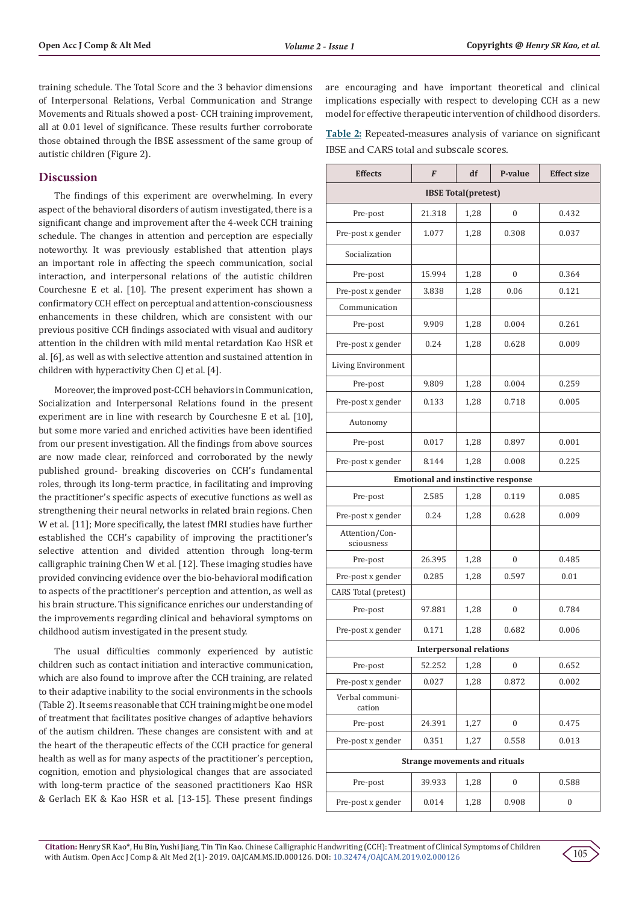training schedule. The Total Score and the 3 behavior dimensions of Interpersonal Relations, Verbal Communication and Strange Movements and Rituals showed a post- CCH training improvement, all at 0.01 level of significance. These results further corroborate those obtained through the IBSE assessment of the same group of autistic children (Figure 2).

## Discussion

The findings of this experiment are overwhelming. In every aspect of the behavioral disorders of autism investigated, there is a significant change and improvement after the 4-week CCH training schedule. The changes in attention and perception are especially noteworthy. It was previously established that attention plays an important role in affecting the speech communication, social interaction, and interpersonal relations of the autistic children Courchesne E et al. [10]. The present experiment has shown a confirmatory CCH effect on perceptual and attention-consciousness enhancements in these children, which are consistent with our previous positive CCH findings associated with visual and auditory attention in the children with mild mental retardation Kao HSR et al. [6], as well as with selective attention and sustained attention in children with hyperactivity Chen CJ et al. [4].

Moreover, the improved post-CCH behaviors in Communication, Socialization and Interpersonal Relations found in the present experiment are in line with research by Courchesne E et al. [10], but some more varied and enriched activities have been identified from our present investigation. All the findings from above sources are now made clear, reinforced and corroborated by the newly published ground- breaking discoveries on CCH's fundamental roles, through its long-term practice, in facilitating and improving the practitioner's specific aspects of executive functions as well as strengthening their neural networks in related brain regions. Chen W et al. [11]; More specifically, the latest fMRI studies have further established the CCH's capability of improving the practitioner's selective attention and divided attention through long-term calligraphic training Chen W et al. [12]. These imaging studies have provided convincing evidence over the bio-behavioral modification to aspects of the practitioner's perception and attention, as well as his brain structure. This significance enriches our understanding of the improvements regarding clinical and behavioral symptoms on childhood autism investigated in the present study.

The usual difficulties commonly experienced by autistic children such as contact initiation and interactive communication, which are also found to improve after the CCH training, are related to their adaptive inability to the social environments in the schools (Table 2). It seems reasonable that CCH training might be one model of treatment that facilitates positive changes of adaptive behaviors of the autism children. These changes are consistent with and at the heart of the therapeutic effects of the CCH practice for general health as well as for many aspects of the practitioner's perception, cognition, emotion and physiological changes that are associated with long-term practice of the seasoned practitioners Kao HSR & Gerlach EK & Kao HSR et al. [13-15]. These present findings are encouraging and have important theoretical and clinical implications especially with respect to developing CCH as a new model for effective therapeutic intervention of childhood disorders.

**Table 2:** Repeated-measures analysis of variance on significant IBSE and CARS total and subscale scores.

| Effects | *F* | df | P-value | Effect size |
|---|---|---|---|---|
| **IBSE Total(pretest)** | | | | |
| Pre-post | 21.318 | 1,28 | 0 | 0.432 |
| Pre-post x gender | 1.077 | 1,28 | 0.308 | 0.037 |
| Socialization | | | | |
| Pre-post | 15.994 | 1,28 | 0 | 0.364 |
| Pre-post x gender | 3.838 | 1,28 | 0.06 | 0.121 |
| Communication | | | | |
| Pre-post | 9.909 | 1,28 | 0.004 | 0.261 |
| Pre-post x gender | 0.24 | 1,28 | 0.628 | 0.009 |
| Living Environment | | | | |
| Pre-post | 9.809 | 1,28 | 0.004 | 0.259 |
| Pre-post x gender | 0.133 | 1,28 | 0.718 | 0.005 |
| Autonomy | | | | |
| Pre-post | 0.017 | 1,28 | 0.897 | 0.001 |
| Pre-post x gender | 8.144 | 1,28 | 0.008 | 0.225 |
| **Emotional and instinctive response** | | | | |
| Pre-post | 2.585 | 1,28 | 0.119 | 0.085 |
| Pre-post x gender | 0.24 | 1,28 | 0.628 | 0.009 |
| Attention/Consciousness | | | | |
| Pre-post | 26.395 | 1,28 | 0 | 0.485 |
| Pre-post x gender | 0.285 | 1,28 | 0.597 | 0.01 |
| CARS Total (pretest) | | | | |
| Pre-post | 97.881 | 1,28 | 0 | 0.784 |
| Pre-post x gender | 0.171 | 1,28 | 0.682 | 0.006 |
| **Interpersonal relations** | | | | |
| Pre-post | 52.252 | 1,28 | 0 | 0.652 |
| Pre-post x gender | 0.027 | 1,28 | 0.872 | 0.002 |
| Verbal communication | | | | |
| Pre-post | 24.391 | 1,27 | 0 | 0.475 |
| Pre-post x gender | 0.351 | 1,27 | 0.558 | 0.013 |
| **Strange movements and rituals** | | | | |
| Pre-post | 39.933 | 1,28 | 0 | 0.588 |
| Pre-post x gender | 0.014 | 1,28 | 0.908 | 0 |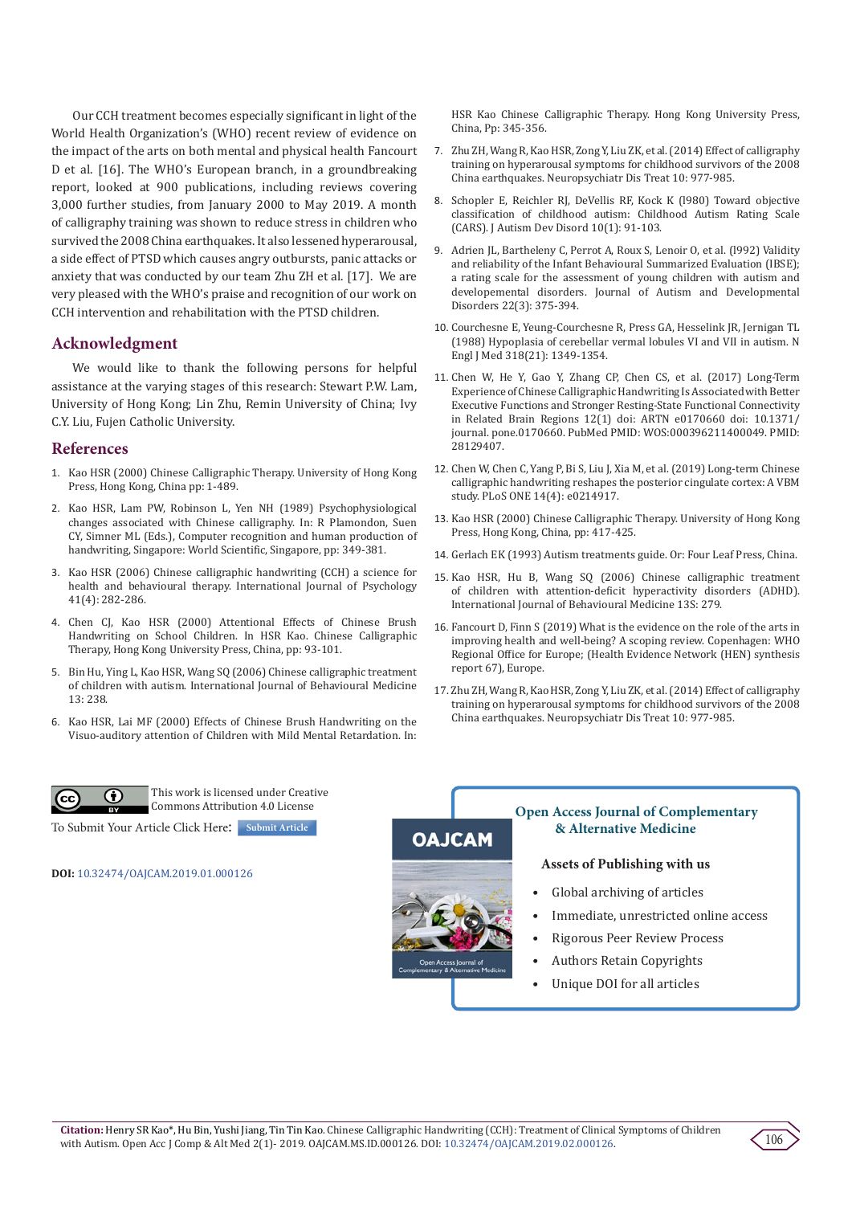Our CCH treatment becomes especially significant in light of the World Health Organization's (WHO) recent review of evidence on the impact of the arts on both mental and physical health Fancourt D et al. [16]. The WHO's European branch, in a groundbreaking report, looked at 900 publications, including reviews covering 3,000 further studies, from January 2000 to May 2019. A month of calligraphy training was shown to reduce stress in children who survived the 2008 China earthquakes. It also lessened hyperarousal, a side effect of PTSD which causes angry outbursts, panic attacks or anxiety that was conducted by our team Zhu ZH et al. [17]. We are very pleased with the WHO's praise and recognition of our work on CCH intervention and rehabilitation with the PTSD children.

## Acknowledgment

We would like to thank the following persons for helpful assistance at the varying stages of this research: Stewart P.W. Lam, University of Hong Kong; Lin Zhu, Remin University of China; Ivy C.Y. Liu, Fujen Catholic University.

## References

1. Kao HSR (2000) Chinese Calligraphic Therapy. University of Hong Kong Press, Hong Kong, China pp: 1-489.
2. Kao HSR, Lam PW, Robinson L, Yen NH (1989) Psychophysiological changes associated with Chinese calligraphy. In: R Plamondon, Suen CY, Simner ML (Eds.), Computer recognition and human production of handwriting, Singapore: World Scientific, Singapore, pp: 349-381.
3. Kao HSR (2006) Chinese calligraphic handwriting (CCH) a science for health and behavioural therapy. International Journal of Psychology 41(4): 282-286.
4. Chen CJ, Kao HSR (2000) Attentional Effects of Chinese Brush Handwriting on School Children. In HSR Kao. Chinese Calligraphic Therapy, Hong Kong University Press, China, pp: 93-101.
5. Bin Hu, Ying L, Kao HSR, Wang SQ (2006) Chinese calligraphic treatment of children with autism. International Journal of Behavioural Medicine 13: 238.
6. Kao HSR, Lai MF (2000) Effects of Chinese Brush Handwriting on the Visuo-auditory attention of Children with Mild Mental Retardation. In: HSR Kao Chinese Calligraphic Therapy. Hong Kong University Press, China, Pp: 345-356.
7. Zhu ZH, Wang R, Kao HSR, Zong Y, Liu ZK, et al. (2014) Effect of calligraphy training on hyperarousal symptoms for childhood survivors of the 2008 China earthquakes. Neuropsychiatr Dis Treat 10: 977-985.
8. Schopler E, Reichler RJ, DeVellis RF, Kock K (1980) Toward objective classification of childhood autism: Childhood Autism Rating Scale (CARS). J Autism Dev Disord 10(1): 91-103.
9. Adrien JL, Bartheleny C, Perrot A, Roux S, Lenoir O, et al. (1992) Validity and reliability of the Infant Behavioural Summarized Evaluation (IBSE); a rating scale for the assessment of young children with autism and developemental disorders. Journal of Autism and Developmental Disorders 22(3): 375-394.
10. Courchesne E, Yeung-Courchesne R, Press GA, Hesselink JR, Jernigan TL (1988) Hypoplasia of cerebellar vermal lobules VI and VII in autism. N Engl J Med 318(21): 1349-1354.
11. Chen W, He Y, Gao Y, Zhang CP, Chen CS, et al. (2017) Long-Term Experience of Chinese Calligraphic Handwriting Is Associated with Better Executive Functions and Stronger Resting-State Functional Connectivity in Related Brain Regions 12(1) doi: ARTN e0170660 doi: 10.1371/journal. pone.0170660. PubMed PMID: WOS:000396211400049. PMID: 28129407.
12. Chen W, Chen C, Yang P, Bi S, Liu J, Xia M, et al. (2019) Long-term Chinese calligraphic handwriting reshapes the posterior cingulate cortex: A VBM study. PLoS ONE 14(4): e0214917.
13. Kao HSR (2000) Chinese Calligraphic Therapy. University of Hong Kong Press, Hong Kong, China, pp: 417-425.
14. Gerlach EK (1993) Autism treatments guide. Or: Four Leaf Press, China.
15. Kao HSR, Hu B, Wang SQ (2006) Chinese calligraphic treatment of children with attention-deficit hyperactivity disorders (ADHD). International Journal of Behavioural Medicine 13S: 279.
16. Fancourt D, Finn S (2019) What is the evidence on the role of the arts in improving health and well-being? A scoping review. Copenhagen: WHO Regional Office for Europe; (Health Evidence Network (HEN) synthesis report 67), Europe.
17. Zhu ZH, Wang R, Kao HSR, Zong Y, Liu ZK, et al. (2014) Effect of calligraphy training on hyperarousal symptoms for childhood survivors of the 2008 China earthquakes. Neuropsychiatr Dis Treat 10: 977-985.

This work is licensed under Creative Commons Attribution 4.0 License

To Submit Your Article Click Here: Submit Article

**DOI:** 10.32474/OAJCAM.2019.01.000126

**Open Access Journal of Complementary & Alternative Medicine**

**Assets of Publishing with us**

- Global archiving of articles
- Immediate, unrestricted online access
- Rigorous Peer Review Process
- Authors Retain Copyrights
- Unique DOI for all articles